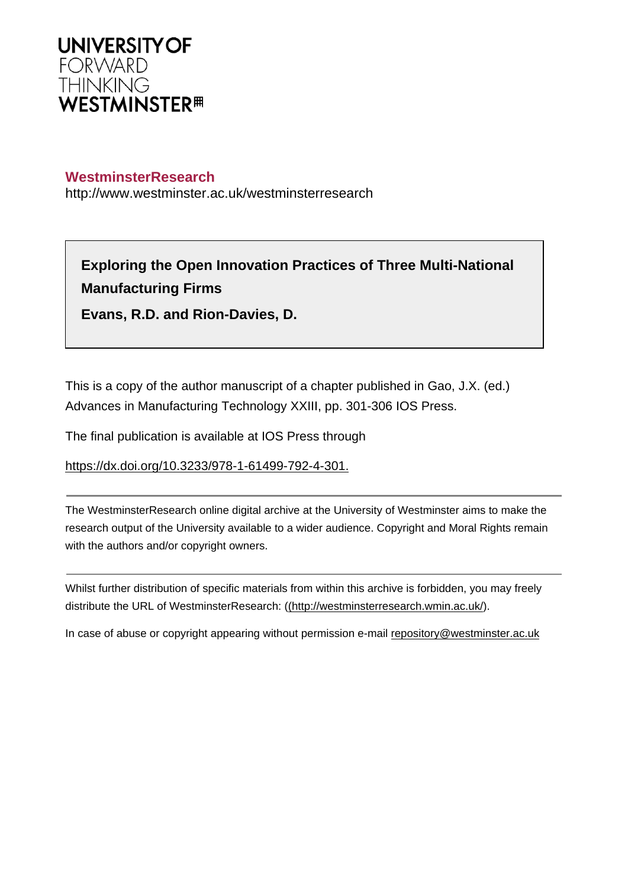UNIVERSITY OF
FORWARD
THINKING
WESTMINSTER

**WestminsterResearch**
http://www.westminster.ac.uk/westminsterresearch

**Exploring the Open Innovation Practices of Three Multi-National Manufacturing Firms**

**Evans, R.D. and Rion-Davies, D.**

This is a copy of the author manuscript of a chapter published in Gao, J.X. (ed.) Advances in Manufacturing Technology XXIII, pp. 301-306 IOS Press.

The final publication is available at IOS Press through

https://dx.doi.org/10.3233/978-1-61499-792-4-301.

---

The WestminsterResearch online digital archive at the University of Westminster aims to make the research output of the University available to a wider audience. Copyright and Moral Rights remain with the authors and/or copyright owners.

---

Whilst further distribution of specific materials from within this archive is forbidden, you may freely distribute the URL of WestminsterResearch: ((http://westminsterresearch.wmin.ac.uk/).

In case of abuse or copyright appearing without permission e-mail repository@westminster.ac.uk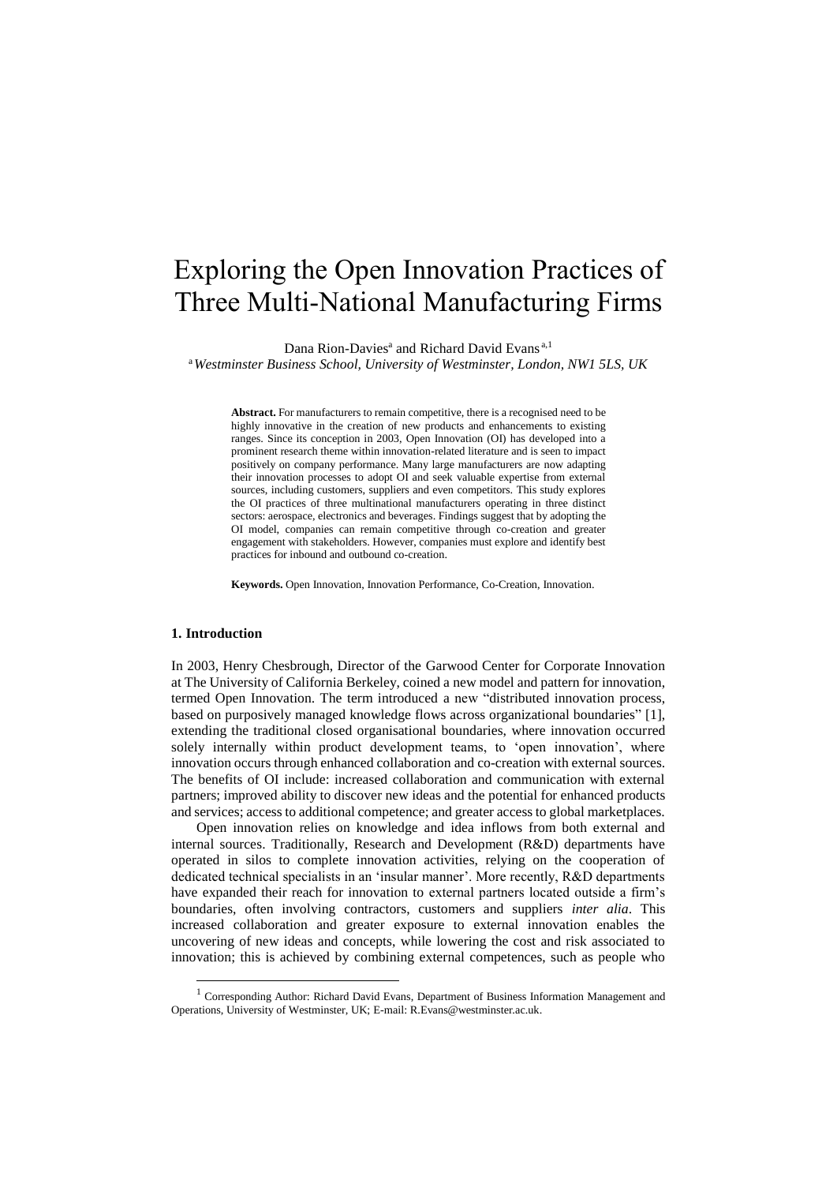// Exploring the Open Innovation Practices of Three Multi-National Manufacturing Firms

# Exploring the Open Innovation Practices of Three Multi-National Manufacturing Firms

Dana Rion-Davies[a] and Richard David Evans[a,1]

[a] *Westminster Business School, University of Westminster, London, NW1 5LS, UK*

> **Abstract.** For manufacturers to remain competitive, there is a recognised need to be highly innovative in the creation of new products and enhancements to existing ranges. Since its conception in 2003, Open Innovation (OI) has developed into a prominent research theme within innovation-related literature and is seen to impact positively on company performance. Many large manufacturers are now adapting their innovation processes to adopt OI and seek valuable expertise from external sources, including customers, suppliers and even competitors. This study explores the OI practices of three multinational manufacturers operating in three distinct sectors: aerospace, electronics and beverages. Findings suggest that by adopting the OI model, companies can remain competitive through co-creation and greater engagement with stakeholders. However, companies must explore and identify best practices for inbound and outbound co-creation.
>
> **Keywords.** Open Innovation, Innovation Performance, Co-Creation, Innovation.

## 1. Introduction

In 2003, Henry Chesbrough, Director of the Garwood Center for Corporate Innovation at The University of California Berkeley, coined a new model and pattern for innovation, termed Open Innovation. The term introduced a new "distributed innovation process, based on purposively managed knowledge flows across organizational boundaries" [1], extending the traditional closed organisational boundaries, where innovation occurred solely internally within product development teams, to 'open innovation', where innovation occurs through enhanced collaboration and co-creation with external sources. The benefits of OI include: increased collaboration and communication with external partners; improved ability to discover new ideas and the potential for enhanced products and services; access to additional competence; and greater access to global marketplaces.

Open innovation relies on knowledge and idea inflows from both external and internal sources. Traditionally, Research and Development (R&D) departments have operated in silos to complete innovation activities, relying on the cooperation of dedicated technical specialists in an 'insular manner'. More recently, R&D departments have expanded their reach for innovation to external partners located outside a firm's boundaries, often involving contractors, customers and suppliers *inter alia*. This increased collaboration and greater exposure to external innovation enables the uncovering of new ideas and concepts, while lowering the cost and risk associated to innovation; this is achieved by combining external competences, such as people who

[1] Corresponding Author: Richard David Evans, Department of Business Information Management and Operations, University of Westminster, UK; E-mail: R.Evans@westminster.ac.uk.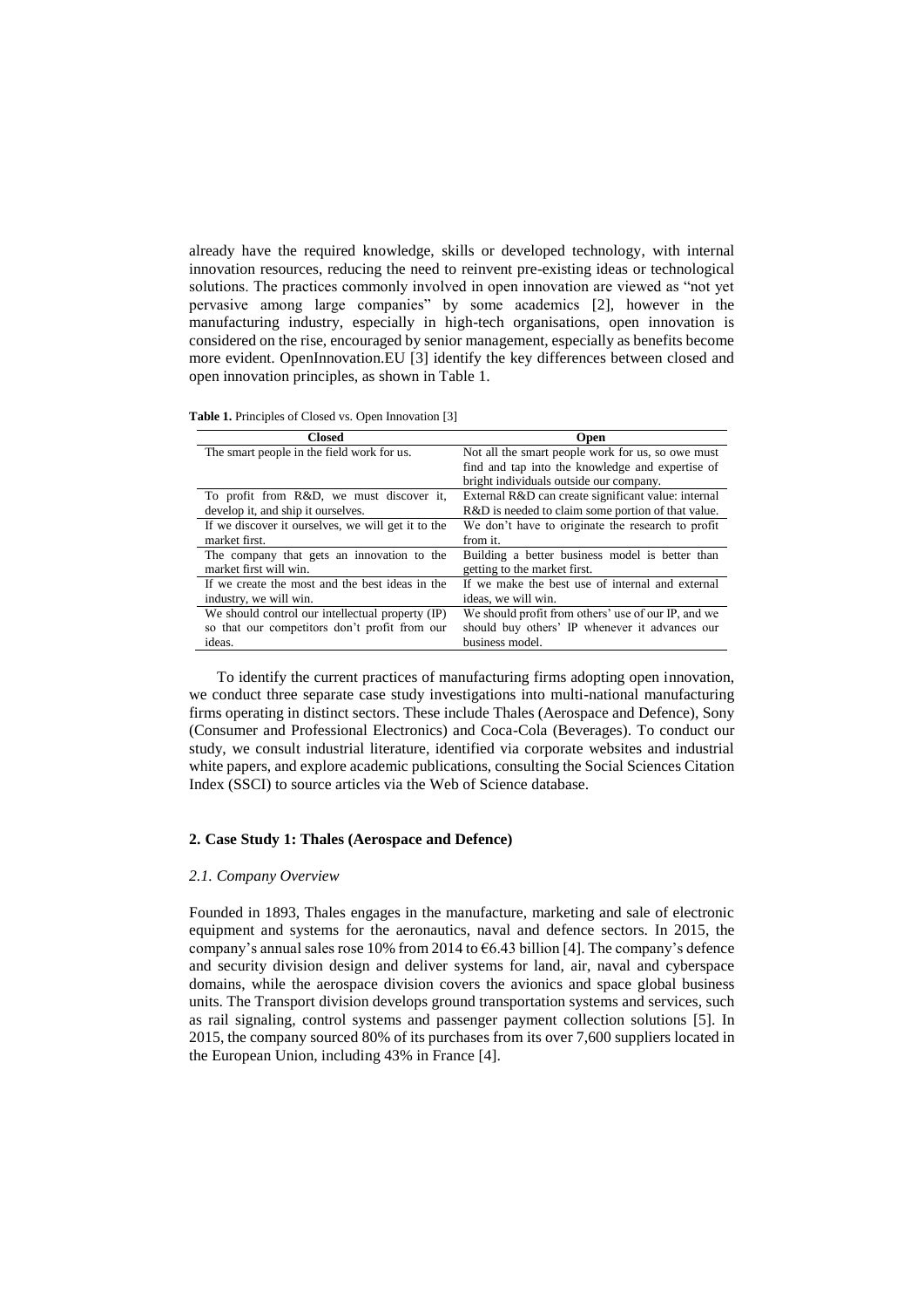already have the required knowledge, skills or developed technology, with internal innovation resources, reducing the need to reinvent pre-existing ideas or technological solutions. The practices commonly involved in open innovation are viewed as "not yet pervasive among large companies" by some academics [2], however in the manufacturing industry, especially in high-tech organisations, open innovation is considered on the rise, encouraged by senior management, especially as benefits become more evident. OpenInnovation.EU [3] identify the key differences between closed and open innovation principles, as shown in Table 1.

**Table 1.** Principles of Closed vs. Open Innovation [3]

| Closed | Open |
|---|---|
| The smart people in the field work for us. | Not all the smart people work for us, so owe must find and tap into the knowledge and expertise of bright individuals outside our company. |
| To profit from R&D, we must discover it, develop it, and ship it ourselves. | External R&D can create significant value: internal R&D is needed to claim some portion of that value. |
| If we discover it ourselves, we will get it to the market first. | We don't have to originate the research to profit from it. |
| The company that gets an innovation to the market first will win. | Building a better business model is better than getting to the market first. |
| If we create the most and the best ideas in the industry, we will win. | If we make the best use of internal and external ideas, we will win. |
| We should control our intellectual property (IP) so that our competitors don't profit from our ideas. | We should profit from others' use of our IP, and we should buy others' IP whenever it advances our business model. |

To identify the current practices of manufacturing firms adopting open innovation, we conduct three separate case study investigations into multi-national manufacturing firms operating in distinct sectors. These include Thales (Aerospace and Defence), Sony (Consumer and Professional Electronics) and Coca-Cola (Beverages). To conduct our study, we consult industrial literature, identified via corporate websites and industrial white papers, and explore academic publications, consulting the Social Sciences Citation Index (SSCI) to source articles via the Web of Science database.

## 2. Case Study 1: Thales (Aerospace and Defence)

### *2.1. Company Overview*

Founded in 1893, Thales engages in the manufacture, marketing and sale of electronic equipment and systems for the aeronautics, naval and defence sectors. In 2015, the company's annual sales rose 10% from 2014 to €6.43 billion [4]. The company's defence and security division design and deliver systems for land, air, naval and cyberspace domains, while the aerospace division covers the avionics and space global business units. The Transport division develops ground transportation systems and services, such as rail signaling, control systems and passenger payment collection solutions [5]. In 2015, the company sourced 80% of its purchases from its over 7,600 suppliers located in the European Union, including 43% in France [4].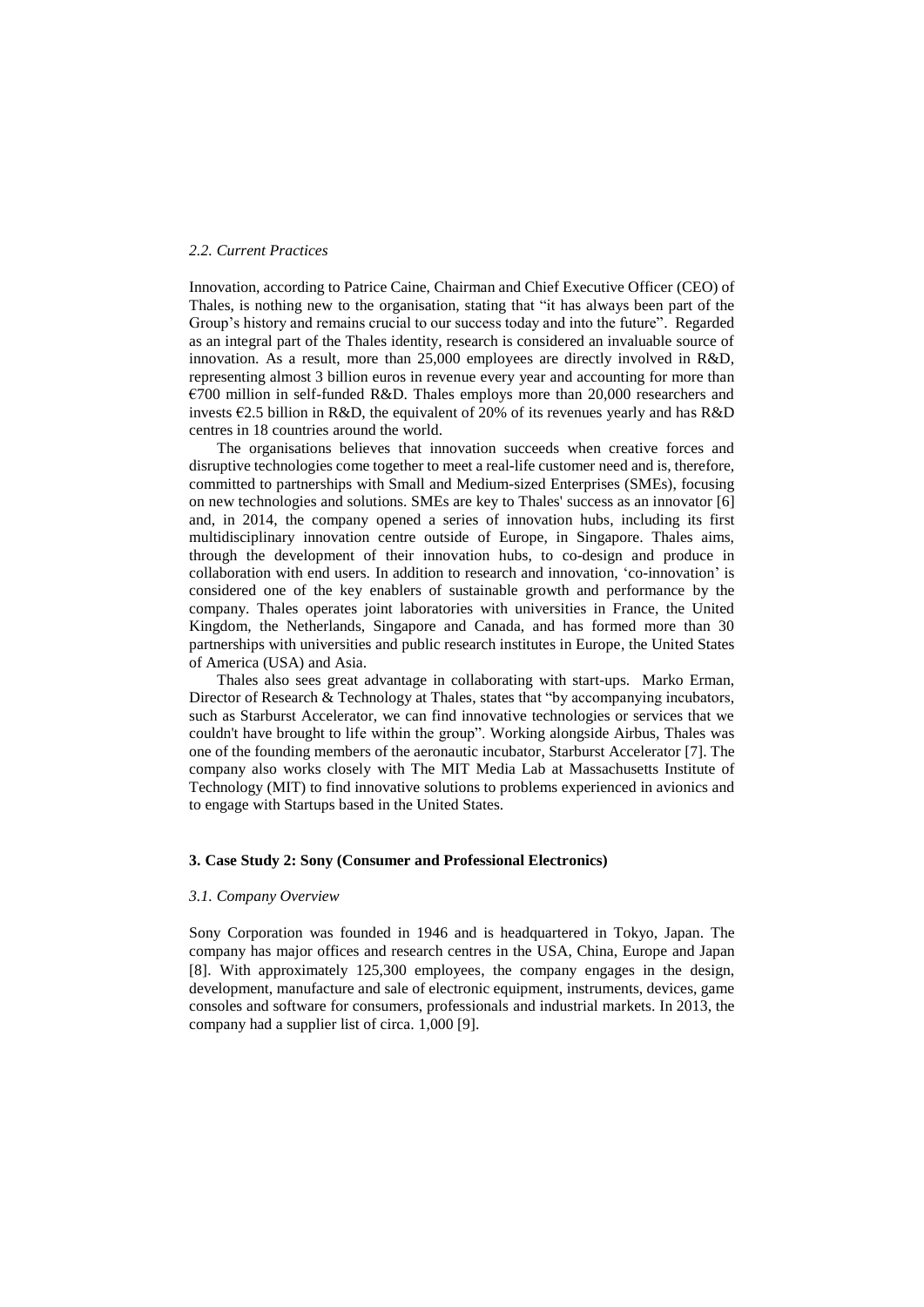### *2.2. Current Practices*

Innovation, according to Patrice Caine, Chairman and Chief Executive Officer (CEO) of Thales, is nothing new to the organisation, stating that "it has always been part of the Group's history and remains crucial to our success today and into the future". Regarded as an integral part of the Thales identity, research is considered an invaluable source of innovation. As a result, more than 25,000 employees are directly involved in R&D, representing almost 3 billion euros in revenue every year and accounting for more than €700 million in self-funded R&D. Thales employs more than 20,000 researchers and invests €2.5 billion in R&D, the equivalent of 20% of its revenues yearly and has R&D centres in 18 countries around the world.

The organisations believes that innovation succeeds when creative forces and disruptive technologies come together to meet a real-life customer need and is, therefore, committed to partnerships with Small and Medium-sized Enterprises (SMEs), focusing on new technologies and solutions. SMEs are key to Thales' success as an innovator [6] and, in 2014, the company opened a series of innovation hubs, including its first multidisciplinary innovation centre outside of Europe, in Singapore. Thales aims, through the development of their innovation hubs, to co-design and produce in collaboration with end users. In addition to research and innovation, 'co-innovation' is considered one of the key enablers of sustainable growth and performance by the company. Thales operates joint laboratories with universities in France, the United Kingdom, the Netherlands, Singapore and Canada, and has formed more than 30 partnerships with universities and public research institutes in Europe, the United States of America (USA) and Asia.

Thales also sees great advantage in collaborating with start-ups. Marko Erman, Director of Research & Technology at Thales, states that "by accompanying incubators, such as Starburst Accelerator, we can find innovative technologies or services that we couldn't have brought to life within the group". Working alongside Airbus, Thales was one of the founding members of the aeronautic incubator, Starburst Accelerator [7]. The company also works closely with The MIT Media Lab at Massachusetts Institute of Technology (MIT) to find innovative solutions to problems experienced in avionics and to engage with Startups based in the United States.

## 3. Case Study 2: Sony (Consumer and Professional Electronics)

### *3.1. Company Overview*

Sony Corporation was founded in 1946 and is headquartered in Tokyo, Japan. The company has major offices and research centres in the USA, China, Europe and Japan [8]. With approximately 125,300 employees, the company engages in the design, development, manufacture and sale of electronic equipment, instruments, devices, game consoles and software for consumers, professionals and industrial markets. In 2013, the company had a supplier list of circa. 1,000 [9].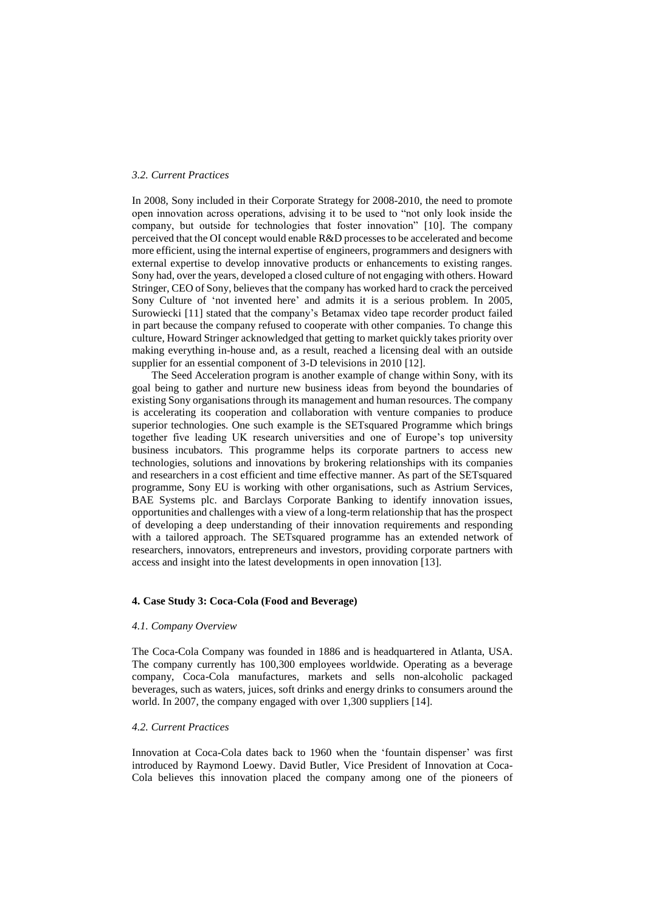### *3.2. Current Practices*

In 2008, Sony included in their Corporate Strategy for 2008-2010, the need to promote open innovation across operations, advising it to be used to "not only look inside the company, but outside for technologies that foster innovation" [10]. The company perceived that the OI concept would enable R&D processes to be accelerated and become more efficient, using the internal expertise of engineers, programmers and designers with external expertise to develop innovative products or enhancements to existing ranges. Sony had, over the years, developed a closed culture of not engaging with others. Howard Stringer, CEO of Sony, believes that the company has worked hard to crack the perceived Sony Culture of 'not invented here' and admits it is a serious problem. In 2005, Surowiecki [11] stated that the company's Betamax video tape recorder product failed in part because the company refused to cooperate with other companies. To change this culture, Howard Stringer acknowledged that getting to market quickly takes priority over making everything in-house and, as a result, reached a licensing deal with an outside supplier for an essential component of 3-D televisions in 2010 [12].

The Seed Acceleration program is another example of change within Sony, with its goal being to gather and nurture new business ideas from beyond the boundaries of existing Sony organisations through its management and human resources. The company is accelerating its cooperation and collaboration with venture companies to produce superior technologies. One such example is the SETsquared Programme which brings together five leading UK research universities and one of Europe's top university business incubators. This programme helps its corporate partners to access new technologies, solutions and innovations by brokering relationships with its companies and researchers in a cost efficient and time effective manner. As part of the SETsquared programme, Sony EU is working with other organisations, such as Astrium Services, BAE Systems plc. and Barclays Corporate Banking to identify innovation issues, opportunities and challenges with a view of a long-term relationship that has the prospect of developing a deep understanding of their innovation requirements and responding with a tailored approach. The SETsquared programme has an extended network of researchers, innovators, entrepreneurs and investors, providing corporate partners with access and insight into the latest developments in open innovation [13].

## 4. Case Study 3: Coca-Cola (Food and Beverage)

### *4.1. Company Overview*

The Coca-Cola Company was founded in 1886 and is headquartered in Atlanta, USA. The company currently has 100,300 employees worldwide. Operating as a beverage company, Coca-Cola manufactures, markets and sells non-alcoholic packaged beverages, such as waters, juices, soft drinks and energy drinks to consumers around the world. In 2007, the company engaged with over 1,300 suppliers [14].

### *4.2. Current Practices*

Innovation at Coca-Cola dates back to 1960 when the 'fountain dispenser' was first introduced by Raymond Loewy. David Butler, Vice President of Innovation at Coca-Cola believes this innovation placed the company among one of the pioneers of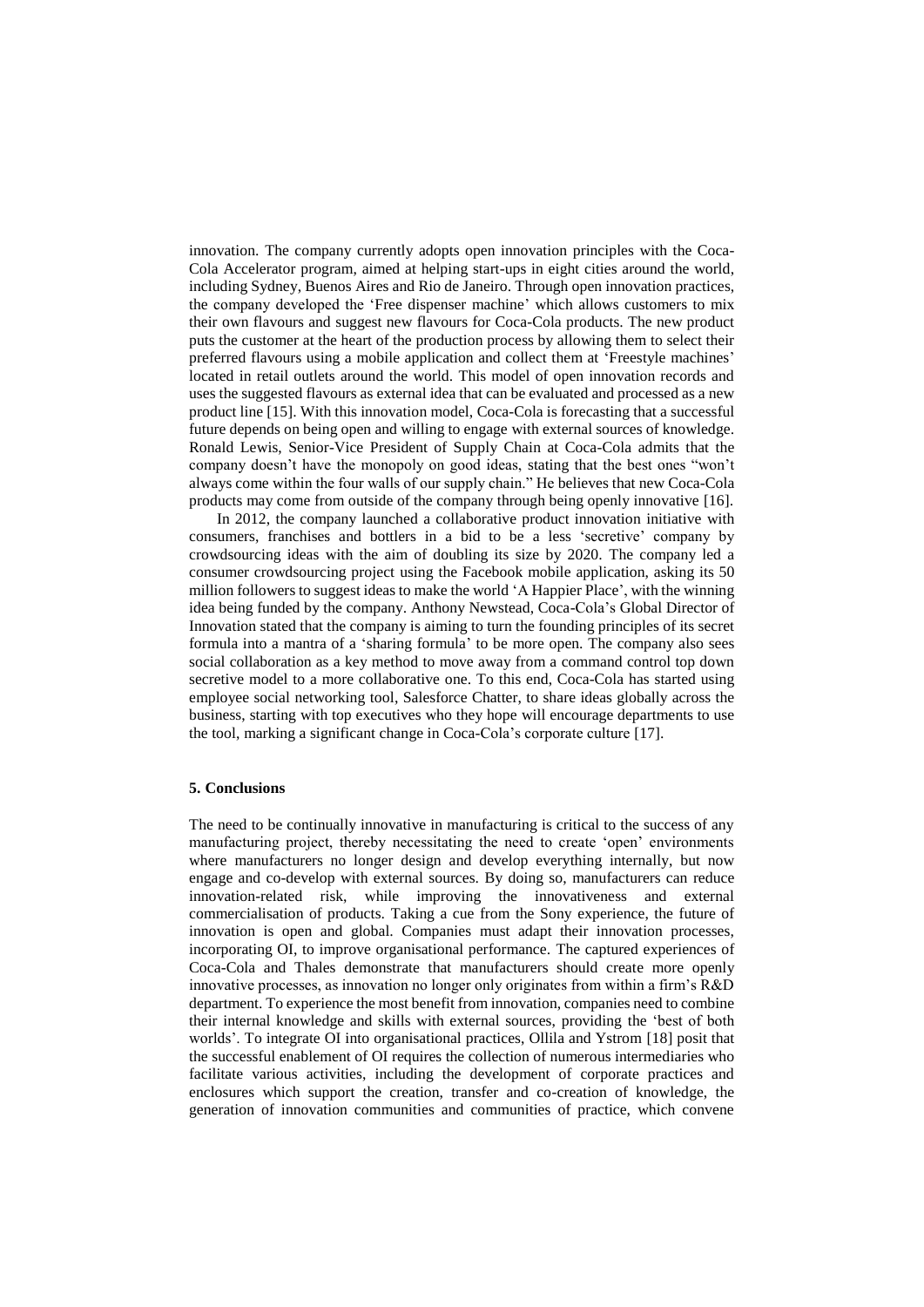innovation. The company currently adopts open innovation principles with the Coca-Cola Accelerator program, aimed at helping start-ups in eight cities around the world, including Sydney, Buenos Aires and Rio de Janeiro. Through open innovation practices, the company developed the 'Free dispenser machine' which allows customers to mix their own flavours and suggest new flavours for Coca-Cola products. The new product puts the customer at the heart of the production process by allowing them to select their preferred flavours using a mobile application and collect them at 'Freestyle machines' located in retail outlets around the world. This model of open innovation records and uses the suggested flavours as external idea that can be evaluated and processed as a new product line [15]. With this innovation model, Coca-Cola is forecasting that a successful future depends on being open and willing to engage with external sources of knowledge. Ronald Lewis, Senior-Vice President of Supply Chain at Coca-Cola admits that the company doesn't have the monopoly on good ideas, stating that the best ones "won't always come within the four walls of our supply chain." He believes that new Coca-Cola products may come from outside of the company through being openly innovative [16].

In 2012, the company launched a collaborative product innovation initiative with consumers, franchises and bottlers in a bid to be a less 'secretive' company by crowdsourcing ideas with the aim of doubling its size by 2020. The company led a consumer crowdsourcing project using the Facebook mobile application, asking its 50 million followers to suggest ideas to make the world 'A Happier Place', with the winning idea being funded by the company. Anthony Newstead, Coca-Cola's Global Director of Innovation stated that the company is aiming to turn the founding principles of its secret formula into a mantra of a 'sharing formula' to be more open. The company also sees social collaboration as a key method to move away from a command control top down secretive model to a more collaborative one. To this end, Coca-Cola has started using employee social networking tool, Salesforce Chatter, to share ideas globally across the business, starting with top executives who they hope will encourage departments to use the tool, marking a significant change in Coca-Cola's corporate culture [17].

## 5. Conclusions

The need to be continually innovative in manufacturing is critical to the success of any manufacturing project, thereby necessitating the need to create 'open' environments where manufacturers no longer design and develop everything internally, but now engage and co-develop with external sources. By doing so, manufacturers can reduce innovation-related risk, while improving the innovativeness and external commercialisation of products. Taking a cue from the Sony experience, the future of innovation is open and global. Companies must adapt their innovation processes, incorporating OI, to improve organisational performance. The captured experiences of Coca-Cola and Thales demonstrate that manufacturers should create more openly innovative processes, as innovation no longer only originates from within a firm's R&D department. To experience the most benefit from innovation, companies need to combine their internal knowledge and skills with external sources, providing the 'best of both worlds'. To integrate OI into organisational practices, Ollila and Ystrom [18] posit that the successful enablement of OI requires the collection of numerous intermediaries who facilitate various activities, including the development of corporate practices and enclosures which support the creation, transfer and co-creation of knowledge, the generation of innovation communities and communities of practice, which convene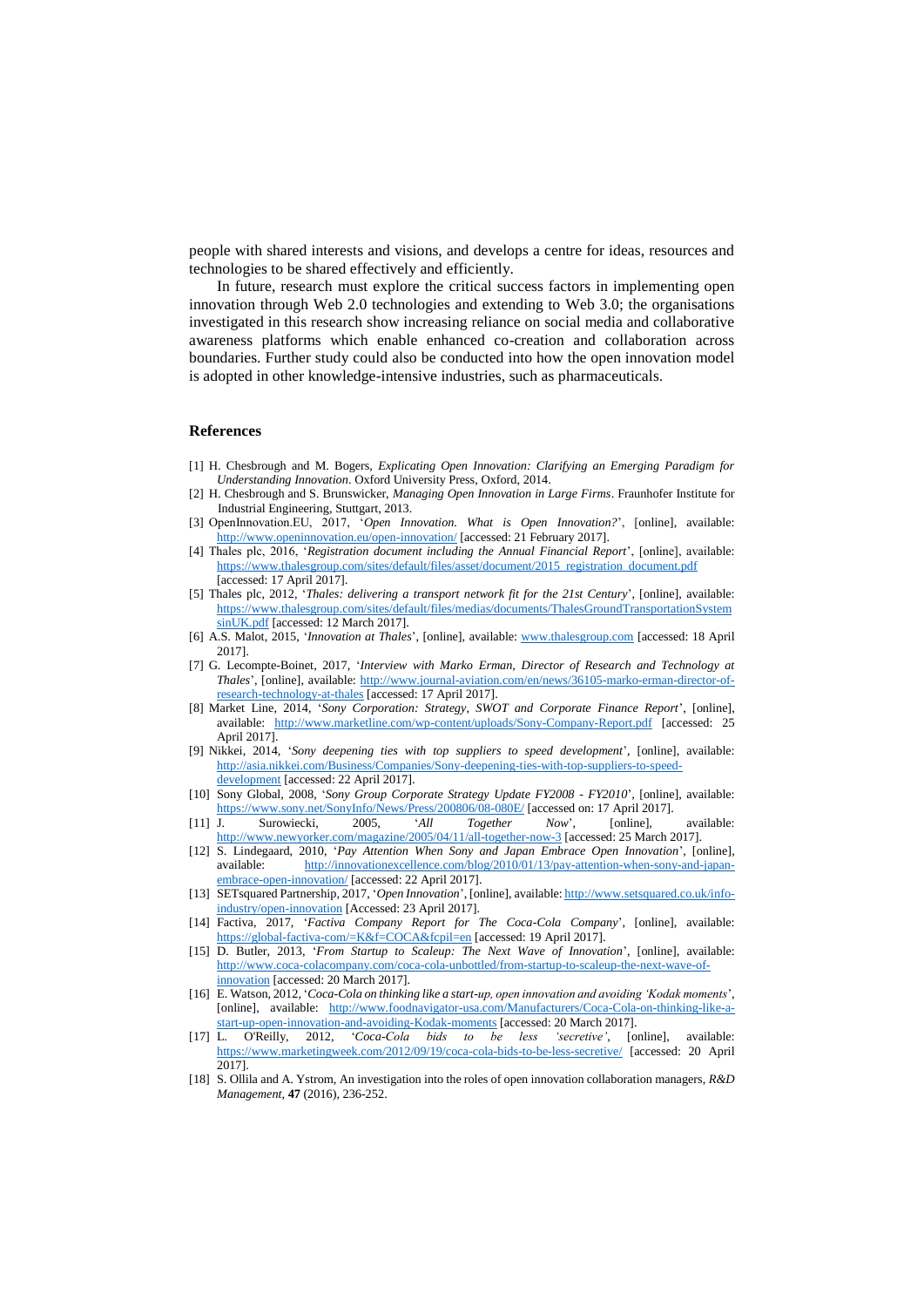people with shared interests and visions, and develops a centre for ideas, resources and technologies to be shared effectively and efficiently.

In future, research must explore the critical success factors in implementing open innovation through Web 2.0 technologies and extending to Web 3.0; the organisations investigated in this research show increasing reliance on social media and collaborative awareness platforms which enable enhanced co-creation and collaboration across boundaries. Further study could also be conducted into how the open innovation model is adopted in other knowledge-intensive industries, such as pharmaceuticals.

## References

[1] H. Chesbrough and M. Bogers, *Explicating Open Innovation: Clarifying an Emerging Paradigm for Understanding Innovation*. Oxford University Press, Oxford, 2014.

[2] H. Chesbrough and S. Brunswicker, *Managing Open Innovation in Large Firms*. Fraunhofer Institute for Industrial Engineering, Stuttgart, 2013.

[3] OpenInnovation.EU, 2017, '*Open Innovation. What is Open Innovation?*', [online], available: http://www.openinnovation.eu/open-innovation/ [accessed: 21 February 2017].

[4] Thales plc, 2016, '*Registration document including the Annual Financial Report*', [online], available: https://www.thalesgroup.com/sites/default/files/asset/document/2015_registration_document.pdf [accessed: 17 April 2017].

[5] Thales plc, 2012, '*Thales: delivering a transport network fit for the 21st Century*', [online], available: https://www.thalesgroup.com/sites/default/files/medias/documents/ThalesGroundTransportationSystemsinUK.pdf [accessed: 12 March 2017].

[6] A.S. Malot, 2015, '*Innovation at Thales*', [online], available: www.thalesgroup.com [accessed: 18 April 2017].

[7] G. Lecompte-Boinet, 2017, '*Interview with Marko Erman, Director of Research and Technology at Thales*', [online], available: http://www.journal-aviation.com/en/news/36105-marko-erman-director-of-research-technology-at-thales [accessed: 17 April 2017].

[8] Market Line, 2014, '*Sony Corporation: Strategy, SWOT and Corporate Finance Report*', [online], available: http://www.marketline.com/wp-content/uploads/Sony-Company-Report.pdf [accessed: 25 April 2017].

[9] Nikkei, 2014, '*Sony deepening ties with top suppliers to speed development*', [online], available: http://asia.nikkei.com/Business/Companies/Sony-deepening-ties-with-top-suppliers-to-speed-development [accessed: 22 April 2017].

[10] Sony Global, 2008, '*Sony Group Corporate Strategy Update FY2008 - FY2010*', [online], available: https://www.sony.net/SonyInfo/News/Press/200806/08-080E/ [accessed on: 17 April 2017].

[11] J. Surowiecki, 2005, '*All Together Now*', [online], available: http://www.newyorker.com/magazine/2005/04/11/all-together-now-3 [accessed: 25 March 2017].

[12] S. Lindegaard, 2010, '*Pay Attention When Sony and Japan Embrace Open Innovation*', [online], available: http://innovationexcellence.com/blog/2010/01/13/pay-attention-when-sony-and-japan-embrace-open-innovation/ [accessed: 22 April 2017].

[13] SETsquared Partnership, 2017, '*Open Innovation*', [online], available: http://www.setsquared.co.uk/info-industry/open-innovation [Accessed: 23 April 2017].

[14] Factiva, 2017, '*Factiva Company Report for The Coca-Cola Company*', [online], available: https://global-factiva-com/=K&f=COCA&fcpil=en [accessed: 19 April 2017].

[15] D. Butler, 2013, '*From Startup to Scaleup: The Next Wave of Innovation*', [online], available: http://www.coca-colacompany.com/coca-cola-unbottled/from-startup-to-scaleup-the-next-wave-of-innovation [accessed: 20 March 2017].

[16] E. Watson, 2012, '*Coca-Cola on thinking like a start-up, open innovation and avoiding 'Kodak moments*', [online], available: http://www.foodnavigator-usa.com/Manufacturers/Coca-Cola-on-thinking-like-a-start-up-open-innovation-and-avoiding-Kodak-moments [accessed: 20 March 2017].

[17] L. O'Reilly, 2012, '*Coca-Cola bids to be less 'secretive'*', [online], available: https://www.marketingweek.com/2012/09/19/coca-cola-bids-to-be-less-secretive/ [accessed: 20 April 2017].

[18] S. Ollila and A. Ystrom, An investigation into the roles of open innovation collaboration managers, *R&D Management*, **47** (2016), 236-252.